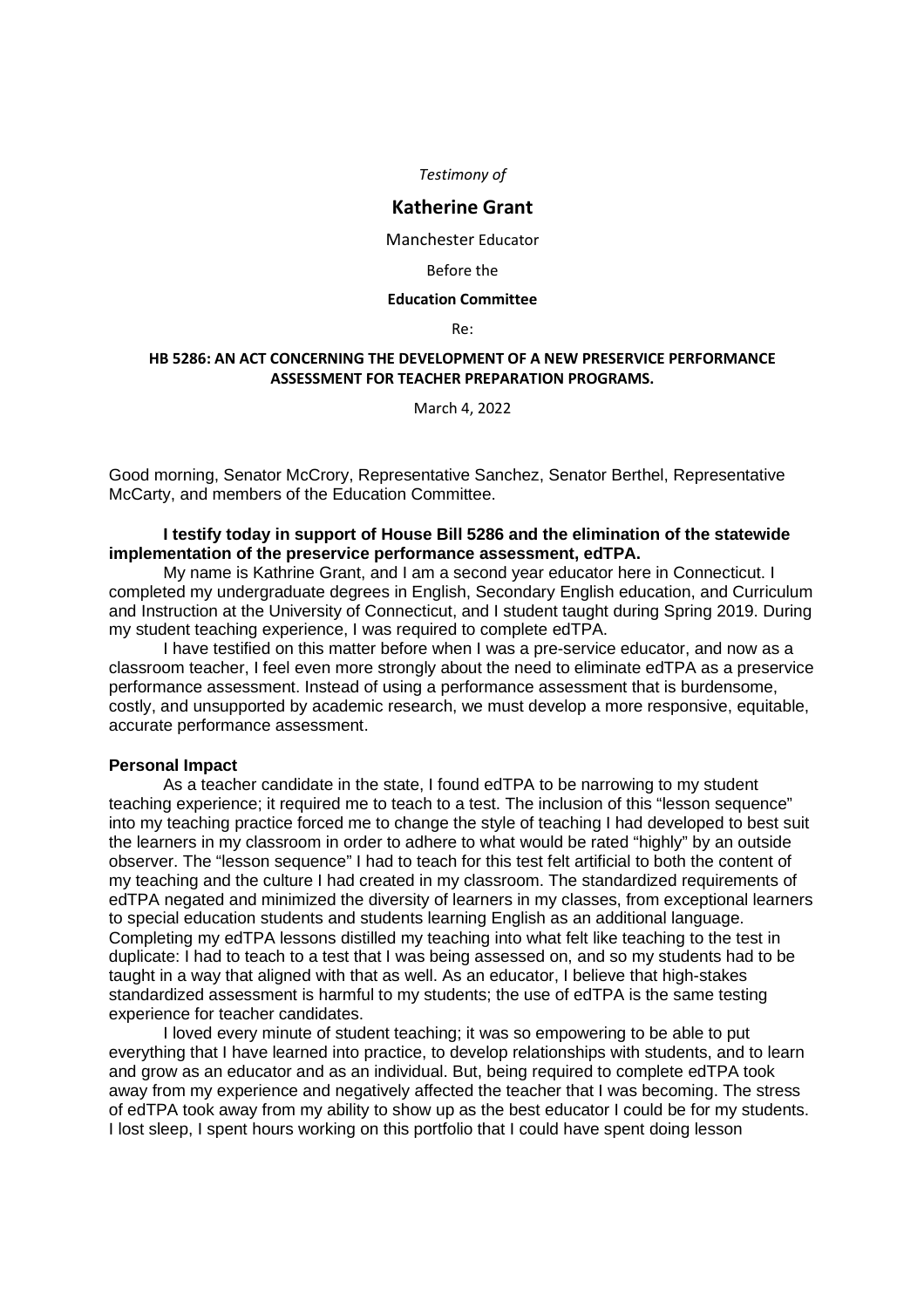*Testimony of*

**Katherine Grant**

Manchester Educator

Before the

**Education Committee**

Re:

**HB 5286: AN ACT CONCERNING THE DEVELOPMENT OF A NEW PRESERVICE PERFORMANCE ASSESSMENT FOR TEACHER PREPARATION PROGRAMS.**

March 4, 2022

Good morning, Senator McCrory, Representative Sanchez, Senator Berthel, Representative McCarty, and members of the Education Committee.

**I testify today in support of House Bill 5286 and the elimination of the statewide implementation of the preservice performance assessment, edTPA.**

My name is Kathrine Grant, and I am a second year educator here in Connecticut. I completed my undergraduate degrees in English, Secondary English education, and Curriculum and Instruction at the University of Connecticut, and I student taught during Spring 2019. During my student teaching experience, I was required to complete edTPA.

I have testified on this matter before when I was a pre-service educator, and now as a classroom teacher, I feel even more strongly about the need to eliminate edTPA as a preservice performance assessment. Instead of using a performance assessment that is burdensome, costly, and unsupported by academic research, we must develop a more responsive, equitable, accurate performance assessment.

**Personal Impact**

As a teacher candidate in the state, I found edTPA to be narrowing to my student teaching experience; it required me to teach to a test. The inclusion of this "lesson sequence" into my teaching practice forced me to change the style of teaching I had developed to best suit the learners in my classroom in order to adhere to what would be rated "highly" by an outside observer. The "lesson sequence" I had to teach for this test felt artificial to both the content of my teaching and the culture I had created in my classroom. The standardized requirements of edTPA negated and minimized the diversity of learners in my classes, from exceptional learners to special education students and students learning English as an additional language. Completing my edTPA lessons distilled my teaching into what felt like teaching to the test in duplicate: I had to teach to a test that I was being assessed on, and so my students had to be taught in a way that aligned with that as well. As an educator, I believe that high-stakes standardized assessment is harmful to my students; the use of edTPA is the same testing experience for teacher candidates.

I loved every minute of student teaching; it was so empowering to be able to put everything that I have learned into practice, to develop relationships with students, and to learn and grow as an educator and as an individual. But, being required to complete edTPA took away from my experience and negatively affected the teacher that I was becoming. The stress of edTPA took away from my ability to show up as the best educator I could be for my students. I lost sleep, I spent hours working on this portfolio that I could have spent doing lesson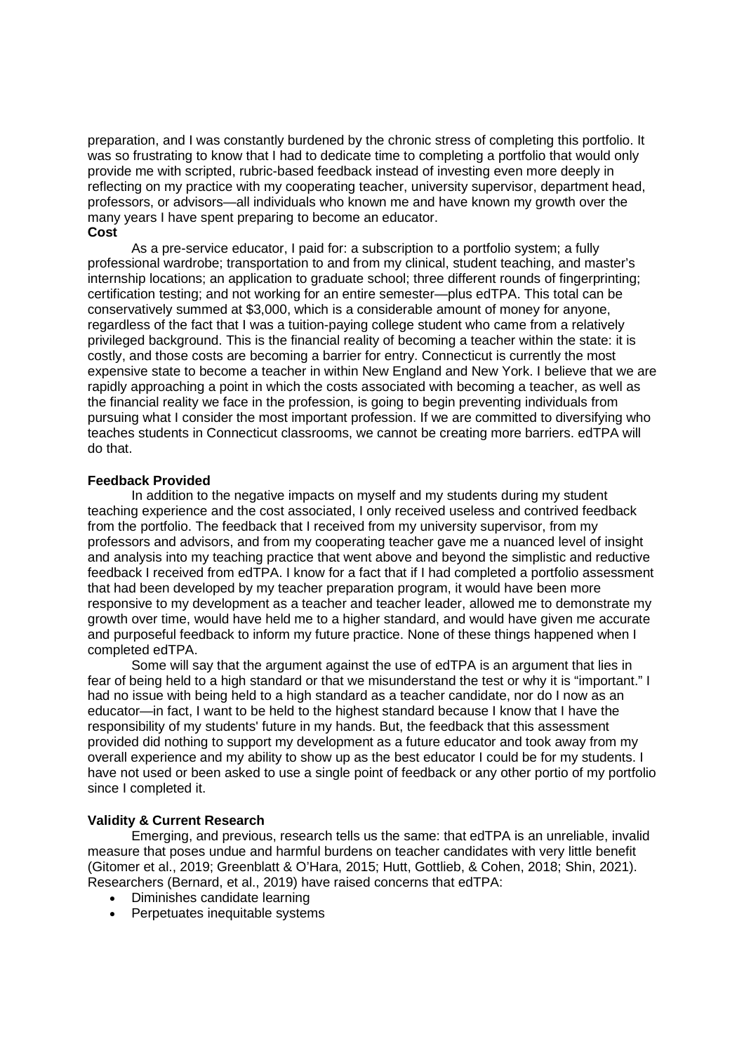preparation, and I was constantly burdened by the chronic stress of completing this portfolio. It was so frustrating to know that I had to dedicate time to completing a portfolio that would only provide me with scripted, rubric-based feedback instead of investing even more deeply in reflecting on my practice with my cooperating teacher, university supervisor, department head, professors, or advisors—all individuals who known me and have known my growth over the many years I have spent preparing to become an educator.

**Cost**

As a pre-service educator, I paid for: a subscription to a portfolio system; a fully professional wardrobe; transportation to and from my clinical, student teaching, and master's internship locations; an application to graduate school; three different rounds of fingerprinting; certification testing; and not working for an entire semester—plus edTPA. This total can be conservatively summed at $3,000, which is a considerable amount of money for anyone, regardless of the fact that I was a tuition-paying college student who came from a relatively privileged background. This is the financial reality of becoming a teacher within the state: it is costly, and those costs are becoming a barrier for entry. Connecticut is currently the most expensive state to become a teacher in within New England and New York. I believe that we are rapidly approaching a point in which the costs associated with becoming a teacher, as well as the financial reality we face in the profession, is going to begin preventing individuals from pursuing what I consider the most important profession. If we are committed to diversifying who teaches students in Connecticut classrooms, we cannot be creating more barriers. edTPA will do that.

**Feedback Provided**

In addition to the negative impacts on myself and my students during my student teaching experience and the cost associated, I only received useless and contrived feedback from the portfolio. The feedback that I received from my university supervisor, from my professors and advisors, and from my cooperating teacher gave me a nuanced level of insight and analysis into my teaching practice that went above and beyond the simplistic and reductive feedback I received from edTPA. I know for a fact that if I had completed a portfolio assessment that had been developed by my teacher preparation program, it would have been more responsive to my development as a teacher and teacher leader, allowed me to demonstrate my growth over time, would have held me to a higher standard, and would have given me accurate and purposeful feedback to inform my future practice. None of these things happened when I completed edTPA.

Some will say that the argument against the use of edTPA is an argument that lies in fear of being held to a high standard or that we misunderstand the test or why it is "important." I had no issue with being held to a high standard as a teacher candidate, nor do I now as an educator—in fact, I want to be held to the highest standard because I know that I have the responsibility of my students' future in my hands. But, the feedback that this assessment provided did nothing to support my development as a future educator and took away from my overall experience and my ability to show up as the best educator I could be for my students. I have not used or been asked to use a single point of feedback or any other portio of my portfolio since I completed it.

**Validity & Current Research**

Emerging, and previous, research tells us the same: that edTPA is an unreliable, invalid measure that poses undue and harmful burdens on teacher candidates with very little benefit (Gitomer et al., 2019; Greenblatt & O'Hara, 2015; Hutt, Gottlieb, & Cohen, 2018; Shin, 2021). Researchers (Bernard, et al., 2019) have raised concerns that edTPA:

- Diminishes candidate learning
- Perpetuates inequitable systems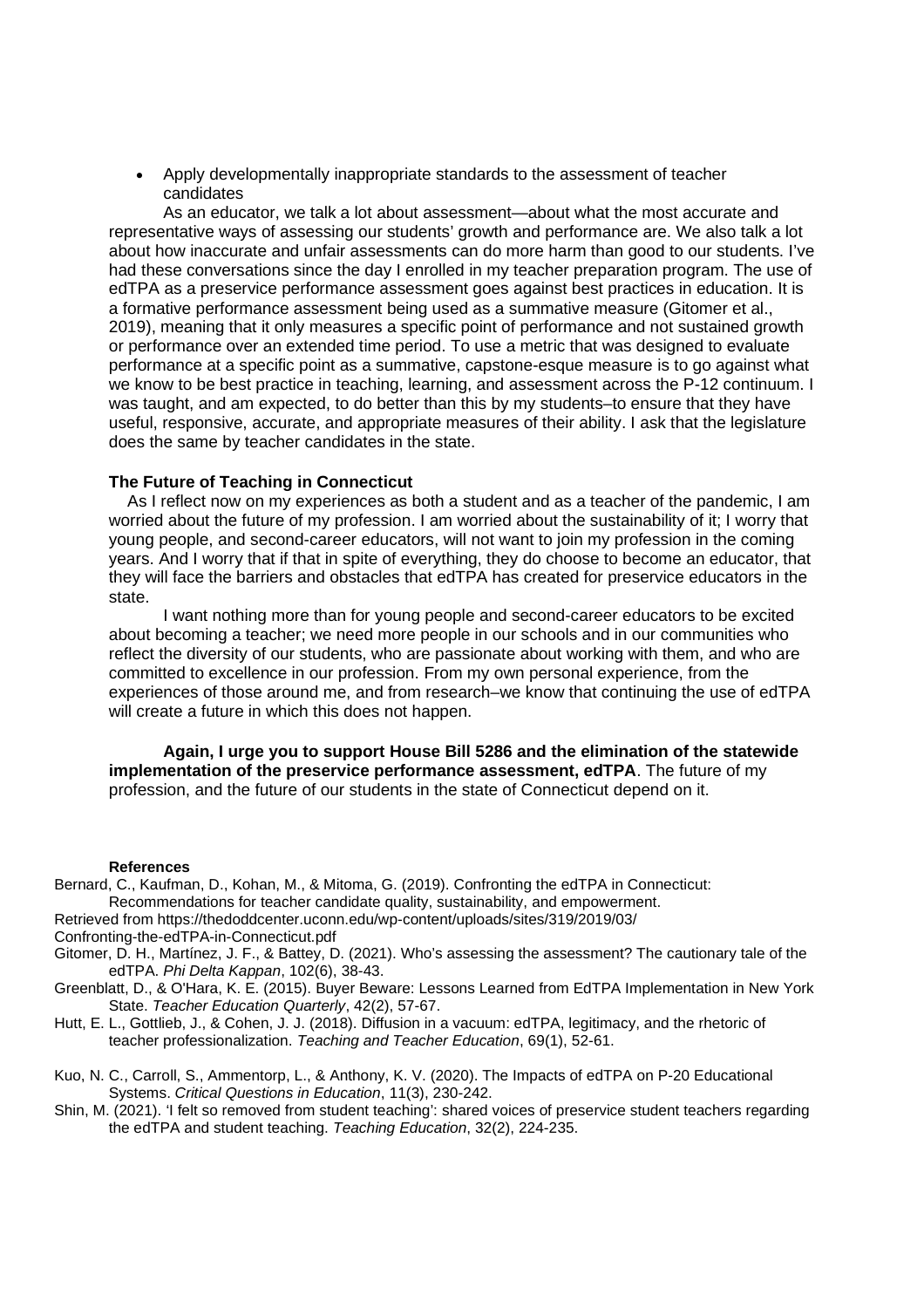- Apply developmentally inappropriate standards to the assessment of teacher candidates

As an educator, we talk a lot about assessment—about what the most accurate and representative ways of assessing our students' growth and performance are. We also talk a lot about how inaccurate and unfair assessments can do more harm than good to our students. I've had these conversations since the day I enrolled in my teacher preparation program. The use of edTPA as a preservice performance assessment goes against best practices in education. It is a formative performance assessment being used as a summative measure (Gitomer et al., 2019), meaning that it only measures a specific point of performance and not sustained growth or performance over an extended time period. To use a metric that was designed to evaluate performance at a specific point as a summative, capstone-esque measure is to go against what we know to be best practice in teaching, learning, and assessment across the P-12 continuum. I was taught, and am expected, to do better than this by my students–to ensure that they have useful, responsive, accurate, and appropriate measures of their ability. I ask that the legislature does the same by teacher candidates in the state.

### The Future of Teaching in Connecticut

As I reflect now on my experiences as both a student and as a teacher of the pandemic, I am worried about the future of my profession. I am worried about the sustainability of it; I worry that young people, and second-career educators, will not want to join my profession in the coming years. And I worry that if that in spite of everything, they do choose to become an educator, that they will face the barriers and obstacles that edTPA has created for preservice educators in the state.

I want nothing more than for young people and second-career educators to be excited about becoming a teacher; we need more people in our schools and in our communities who reflect the diversity of our students, who are passionate about working with them, and who are committed to excellence in our profession. From my own personal experience, from the experiences of those around me, and from research–we know that continuing the use of edTPA will create a future in which this does not happen.

**Again, I urge you to support House Bill 5286 and the elimination of the statewide implementation of the preservice performance assessment, edTPA**. The future of my profession, and the future of our students in the state of Connecticut depend on it.

#### References

Bernard, C., Kaufman, D., Kohan, M., & Mitoma, G. (2019). Confronting the edTPA in Connecticut: Recommendations for teacher candidate quality, sustainability, and empowerment. Retrieved from https://thedoddcenter.uconn.edu/wp-content/uploads/sites/319/2019/03/Confronting-the-edTPA-in-Connecticut.pdf

Gitomer, D. H., Martínez, J. F., & Battey, D. (2021). Who's assessing the assessment? The cautionary tale of the edTPA. *Phi Delta Kappan*, 102(6), 38-43.

Greenblatt, D., & O'Hara, K. E. (2015). Buyer Beware: Lessons Learned from EdTPA Implementation in New York State. *Teacher Education Quarterly*, 42(2), 57-67.

Hutt, E. L., Gottlieb, J., & Cohen, J. J. (2018). Diffusion in a vacuum: edTPA, legitimacy, and the rhetoric of teacher professionalization. *Teaching and Teacher Education*, 69(1), 52-61.

Kuo, N. C., Carroll, S., Ammentorp, L., & Anthony, K. V. (2020). The Impacts of edTPA on P-20 Educational Systems. *Critical Questions in Education*, 11(3), 230-242.

Shin, M. (2021). 'I felt so removed from student teaching': shared voices of preservice student teachers regarding the edTPA and student teaching. *Teaching Education*, 32(2), 224-235.